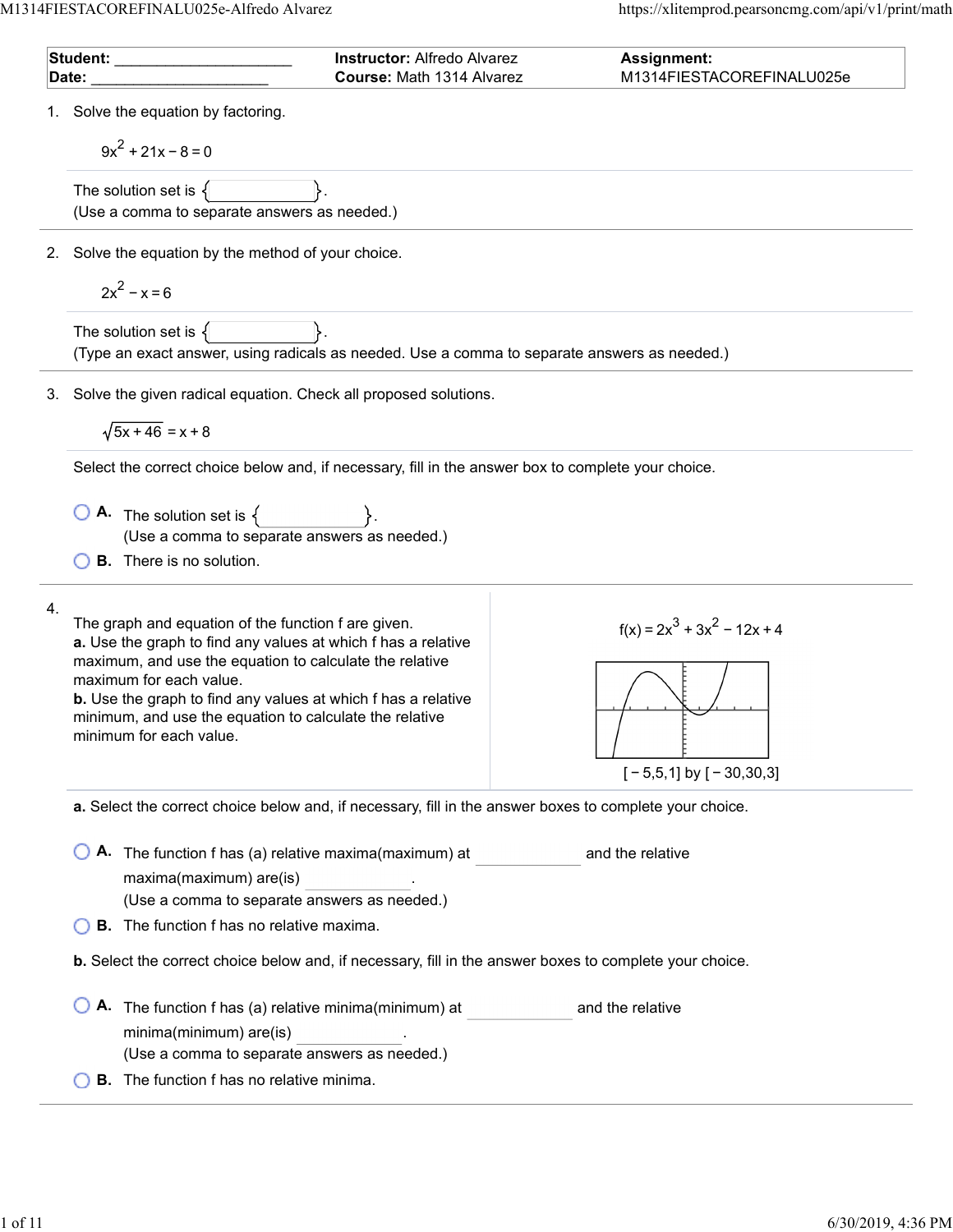| Student: ____________________ | Instructor: Alfredo Alvarez | Assignment: |
| --- | --- | --- |
| Date: ____________________ | Course: Math 1314 Alvarez | M1314FIESTACOREFINALU025e |

1. Solve the equation by factoring.

$$9x^2 + 21x - 8 = 0$$

The solution set is { ____________ }.
(Use a comma to separate answers as needed.)

2. Solve the equation by the method of your choice.

$$2x^2 - x = 6$$

The solution set is { ____________ }.
(Type an exact answer, using radicals as needed. Use a comma to separate answers as needed.)

3. Solve the given radical equation. Check all proposed solutions.

$$\sqrt{5x + 46} = x + 8$$

Select the correct choice below and, if necessary, fill in the answer box to complete your choice.

- **A.** The solution set is { ____________ }.
  (Use a comma to separate answers as needed.)
- **B.** There is no solution.

4. The graph and equation of the function f are given.
**a.** Use the graph to find any values at which f has a relative maximum, and use the equation to calculate the relative maximum for each value.
**b.** Use the graph to find any values at which f has a relative minimum, and use the equation to calculate the relative minimum for each value.

$$f(x) = 2x^3 + 3x^2 - 12x + 4$$

[ − 5,5,1] by [ − 30,30,3]

**a.** Select the correct choice below and, if necessary, fill in the answer boxes to complete your choice.

- **A.** The function f has (a) relative maxima(maximum) at ____________ and the relative maxima(maximum) are(is) ____________.
  (Use a comma to separate answers as needed.)
- **B.** The function f has no relative maxima.

**b.** Select the correct choice below and, if necessary, fill in the answer boxes to complete your choice.

- **A.** The function f has (a) relative minima(minimum) at ____________ and the relative minima(minimum) are(is) ____________.
  (Use a comma to separate answers as needed.)
- **B.** The function f has no relative minima.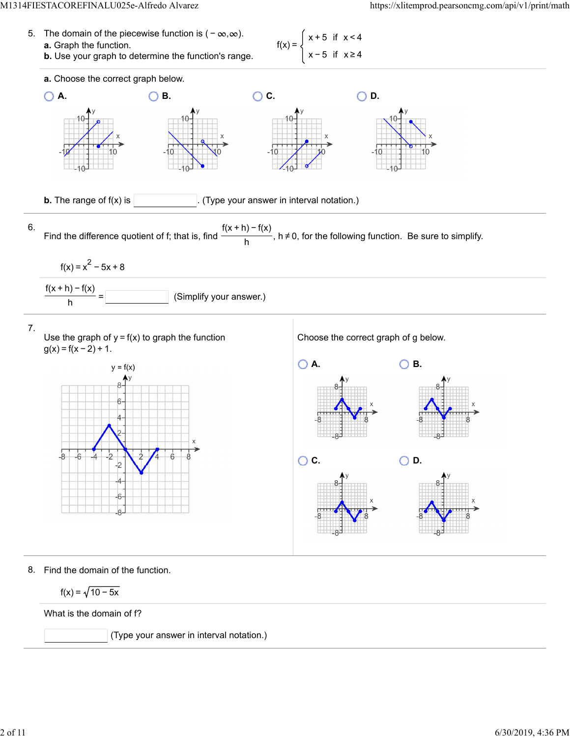5. The domain of the piecewise function is $(-\infty,\infty)$.
   **a.** Graph the function.
   **b.** Use your graph to determine the function's range.

$$f(x) = \begin{cases} x+5 & \text{if } x<4 \\ x-5 & \text{if } x\geq 4 \end{cases}$$

**a.** Choose the correct graph below.

- A.
- B.
- C.
- D.

**b.** The range of f(x) is \_\_\_\_\_\_\_\_. (Type your answer in interval notation.)

6. Find the difference quotient of f; that is, find $\frac{f(x+h)-f(x)}{h}$, $h \neq 0$, for the following function. Be sure to simplify.

$$f(x) = x^2 - 5x + 8$$

$\frac{f(x+h)-f(x)}{h}$ = \_\_\_\_\_\_\_\_ (Simplify your answer.)

7. Use the graph of $y = f(x)$ to graph the function $g(x) = f(x-2)+1$.

y = f(x)

Choose the correct graph of g below.

- A.
- B.
- C.
- D.

8. Find the domain of the function.

$$f(x) = \sqrt{10-5x}$$

What is the domain of f?

\_\_\_\_\_\_\_\_ (Type your answer in interval notation.)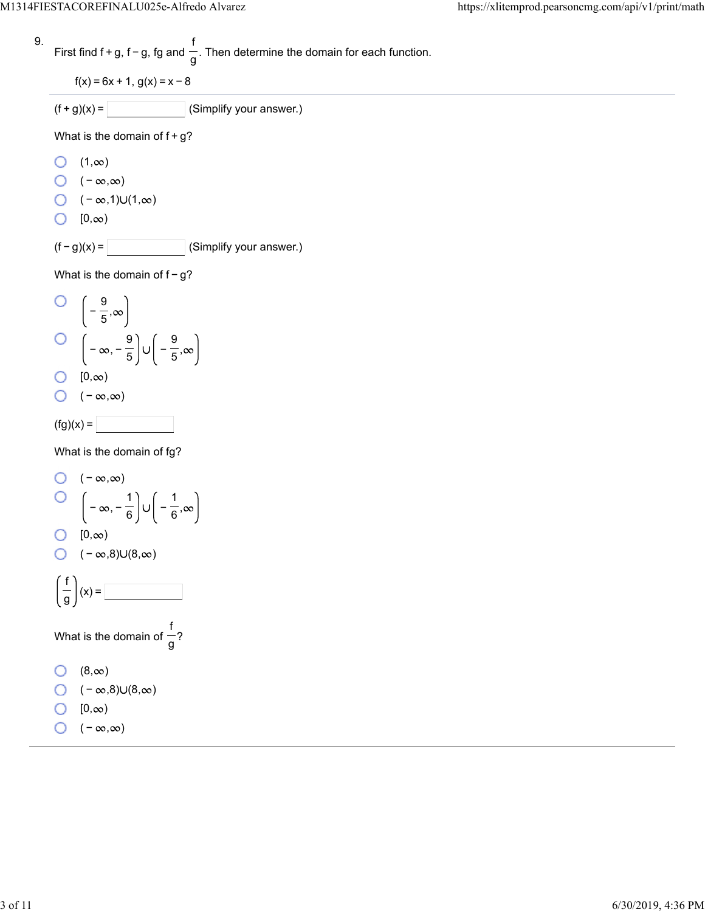9. First find f + g, f − g, fg and $\frac{f}{g}$. Then determine the domain for each function.

$f(x) = 6x + 1$, $g(x) = x - 8$

$(f + g)(x) =$ ______ (Simplify your answer.)

What is the domain of f + g?

- $(1,\infty)$
- $(-\infty,\infty)$
- $(-\infty,1)\cup(1,\infty)$
- $[0,\infty)$

$(f - g)(x) =$ ______ (Simplify your answer.)

What is the domain of f − g?

- $\left(-\frac{9}{5},\infty\right)$
- $\left(-\infty,-\frac{9}{5}\right)\cup\left(-\frac{9}{5},\infty\right)$
- $[0,\infty)$
- $(-\infty,\infty)$

$(fg)(x) =$ ______

What is the domain of fg?

- $(-\infty,\infty)$
- $\left(-\infty,-\frac{1}{6}\right)\cup\left(-\frac{1}{6},\infty\right)$
- $[0,\infty)$
- $(-\infty,8)\cup(8,\infty)$

$\left(\frac{f}{g}\right)(x) =$ ______

What is the domain of $\frac{f}{g}$?

- $(8,\infty)$
- $(-\infty,8)\cup(8,\infty)$
- $[0,\infty)$
- $(-\infty,\infty)$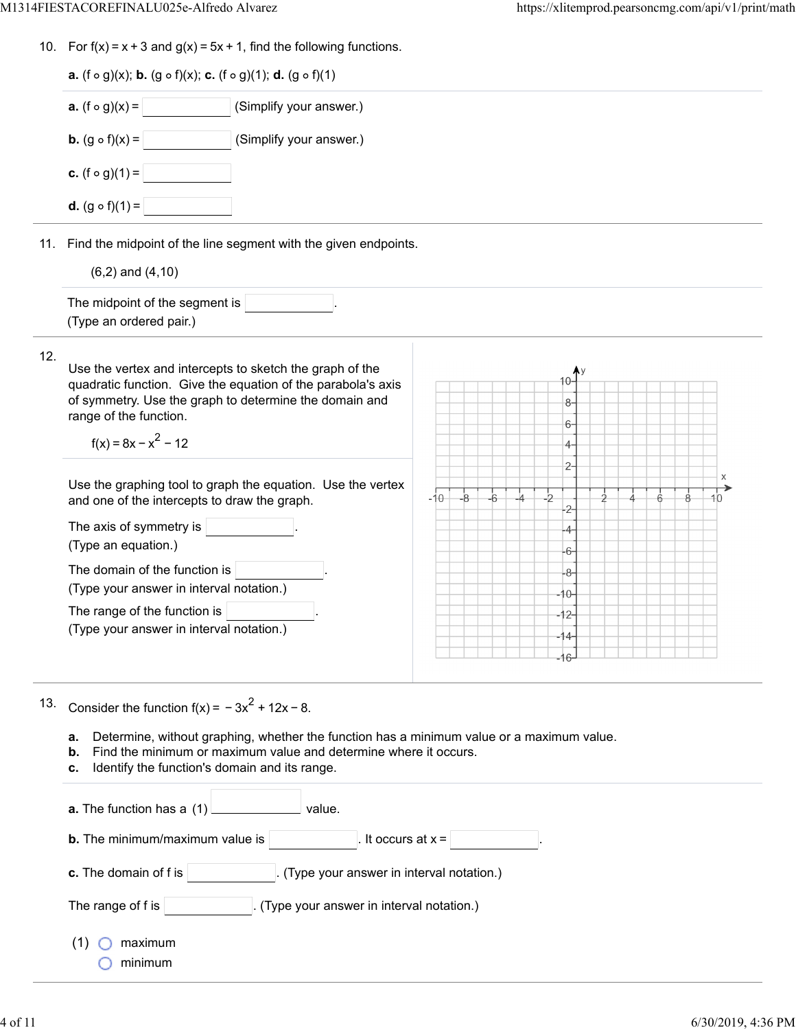10. For $f(x) = x + 3$ and $g(x) = 5x + 1$, find the following functions.

**a.** $(f \circ g)(x)$; **b.** $(g \circ f)(x)$; **c.** $(f \circ g)(1)$; **d.** $(g \circ f)(1)$

**a.** $(f \circ g)(x) =$ ______ (Simplify your answer.)

**b.** $(g \circ f)(x) =$ ______ (Simplify your answer.)

**c.** $(f \circ g)(1) =$ ______

**d.** $(g \circ f)(1) =$ ______

11. Find the midpoint of the line segment with the given endpoints.

(6,2) and (4,10)

The midpoint of the segment is ______.
(Type an ordered pair.)

12. Use the vertex and intercepts to sketch the graph of the quadratic function. Give the equation of the parabola's axis of symmetry. Use the graph to determine the domain and range of the function.

$f(x) = 8x - x^2 - 12$

Use the graphing tool to graph the equation. Use the vertex and one of the intercepts to draw the graph.

The axis of symmetry is ______.
(Type an equation.)

The domain of the function is ______.
(Type your answer in interval notation.)

The range of the function is ______.
(Type your answer in interval notation.)

13. Consider the function $f(x) = -3x^2 + 12x - 8$.

**a.** Determine, without graphing, whether the function has a minimum value or a maximum value.
**b.** Find the minimum or maximum value and determine where it occurs.
**c.** Identify the function's domain and its range.

**a.** The function has a (1) ______ value.

**b.** The minimum/maximum value is ______. It occurs at x = ______.

**c.** The domain of f is ______. (Type your answer in interval notation.)

The range of f is ______. (Type your answer in interval notation.)

(1) ○ maximum
○ minimum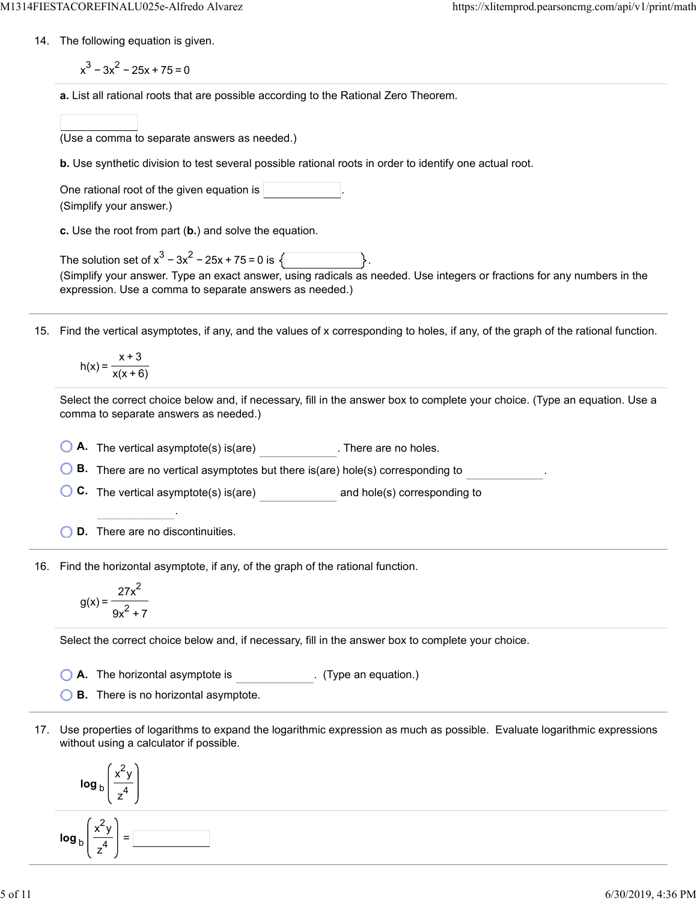14. The following equation is given.

$$x^3 - 3x^2 - 25x + 75 = 0$$

**a.** List all rational roots that are possible according to the Rational Zero Theorem.

(Use a comma to separate answers as needed.)

**b.** Use synthetic division to test several possible rational roots in order to identify one actual root.

One rational root of the given equation is \_\_\_\_\_\_\_\_.
(Simplify your answer.)

**c.** Use the root from part (**b.**) and solve the equation.

The solution set of $x^3 - 3x^2 - 25x + 75 = 0$ is $\{\quad\}$.
(Simplify your answer. Type an exact answer, using radicals as needed. Use integers or fractions for any numbers in the expression. Use a comma to separate answers as needed.)

---

15. Find the vertical asymptotes, if any, and the values of x corresponding to holes, if any, of the graph of the rational function.

$$h(x) = \frac{x+3}{x(x+6)}$$

Select the correct choice below and, if necessary, fill in the answer box to complete your choice. (Type an equation. Use a comma to separate answers as needed.)

- **A.** The vertical asymptote(s) is(are) \_\_\_\_\_\_\_\_. There are no holes.
- **B.** There are no vertical asymptotes but there is(are) hole(s) corresponding to \_\_\_\_\_\_\_\_.
- **C.** The vertical asymptote(s) is(are) \_\_\_\_\_\_\_\_ and hole(s) corresponding to \_\_\_\_\_\_\_\_.
- **D.** There are no discontinuities.

---

16. Find the horizontal asymptote, if any, of the graph of the rational function.

$$g(x) = \frac{27x^2}{9x^2 + 7}$$

Select the correct choice below and, if necessary, fill in the answer box to complete your choice.

- **A.** The horizontal asymptote is \_\_\_\_\_\_\_\_. (Type an equation.)
- **B.** There is no horizontal asymptote.

---

17. Use properties of logarithms to expand the logarithmic expression as much as possible. Evaluate logarithmic expressions without using a calculator if possible.

$$\log_b \left( \frac{x^2 y}{z^4} \right)$$

$$\log_b \left( \frac{x^2 y}{z^4} \right) = \_\_\_\_\_\_\_\_$$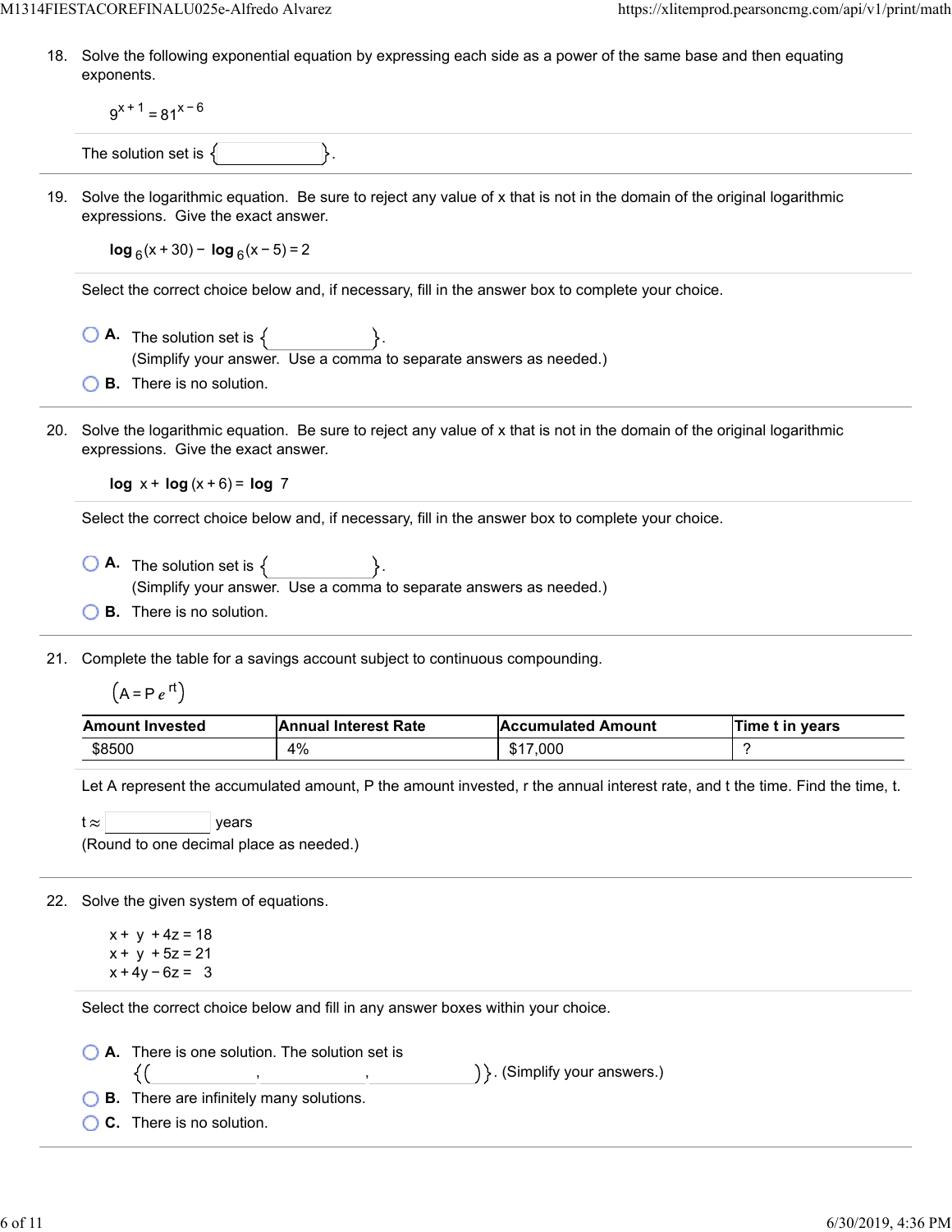18. Solve the following exponential equation by expressing each side as a power of the same base and then equating exponents.

$$9^{x+1} = 81^{x-6}$$

The solution set is { }.

19. Solve the logarithmic equation. Be sure to reject any value of x that is not in the domain of the original logarithmic expressions. Give the exact answer.

$$\log_6(x+30) - \log_6(x-5) = 2$$

Select the correct choice below and, if necessary, fill in the answer box to complete your choice.

- A. The solution set is { }. (Simplify your answer. Use a comma to separate answers as needed.)
- B. There is no solution.

20. Solve the logarithmic equation. Be sure to reject any value of x that is not in the domain of the original logarithmic expressions. Give the exact answer.

$$\log x + \log(x+6) = \log 7$$

Select the correct choice below and, if necessary, fill in the answer box to complete your choice.

- A. The solution set is { }. (Simplify your answer. Use a comma to separate answers as needed.)
- B. There is no solution.

21. Complete the table for a savings account subject to continuous compounding.

$$\left(A = Pe^{rt}\right)$$

| Amount Invested | Annual Interest Rate | Accumulated Amount | Time t in years |
|---|---|---|---|
| $8500 | 4% | $17,000 | ? |

Let A represent the accumulated amount, P the amount invested, r the annual interest rate, and t the time. Find the time, t.

$t \approx$ ______ years
(Round to one decimal place as needed.)

22. Solve the given system of equations.

$$x + y + 4z = 18$$
$$x + y + 5z = 21$$
$$x + 4y - 6z = 3$$

Select the correct choice below and fill in any answer boxes within your choice.

- A. There is one solution. The solution set is {( , , )}. (Simplify your answers.)
- B. There are infinitely many solutions.
- C. There is no solution.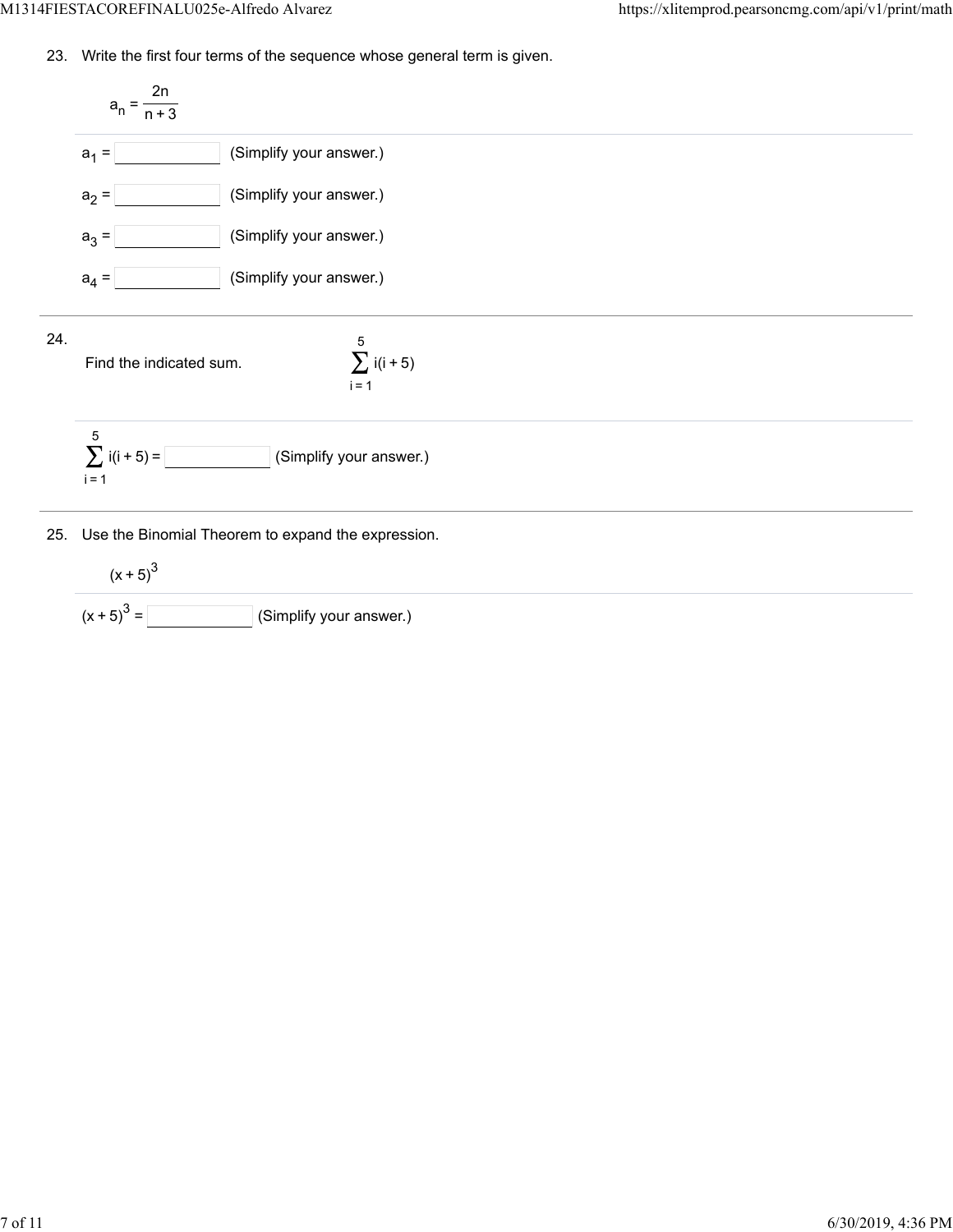23. Write the first four terms of the sequence whose general term is given.

$$a_n = \frac{2n}{n+3}$$

$a_1 =$ ______ (Simplify your answer.)

$a_2 =$ ______ (Simplify your answer.)

$a_3 =$ ______ (Simplify your answer.)

$a_4 =$ ______ (Simplify your answer.)

---

24. Find the indicated sum. $\displaystyle\sum_{i=1}^{5} i(i+5)$

$\displaystyle\sum_{i=1}^{5} i(i+5) =$ ______ (Simplify your answer.)

---

25. Use the Binomial Theorem to expand the expression.

$(x+5)^3$

$(x+5)^3 =$ ______ (Simplify your answer.)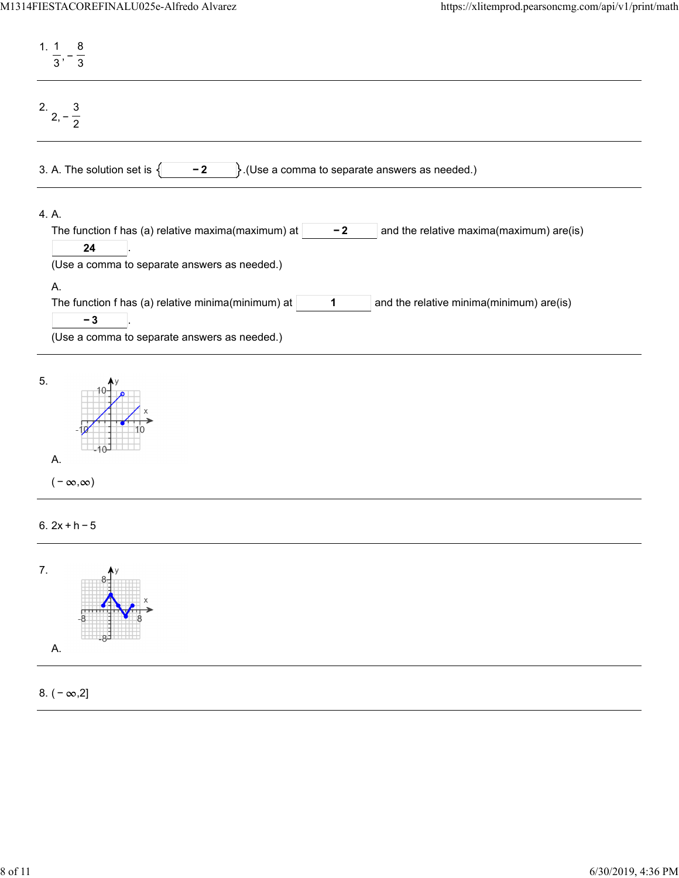1. $\frac{1}{3}, -\frac{8}{3}$

---

2. $2, -\frac{3}{2}$

---

3. A. The solution set is { $-2$ }.(Use a comma to separate answers as needed.)

---

4. A.

   The function f has (a) relative maxima(maximum) at $-2$ and the relative maxima(maximum) are(is) $24$.

   (Use a comma to separate answers as needed.)

   A.

   The function f has (a) relative minima(minimum) at $1$ and the relative minima(minimum) are(is) $-3$.

   (Use a comma to separate answers as needed.)

---

5. A.

   $(-\infty, \infty)$

---

6. $2x + h - 5$

---

7. A.

---

8. $(-\infty, 2]$

---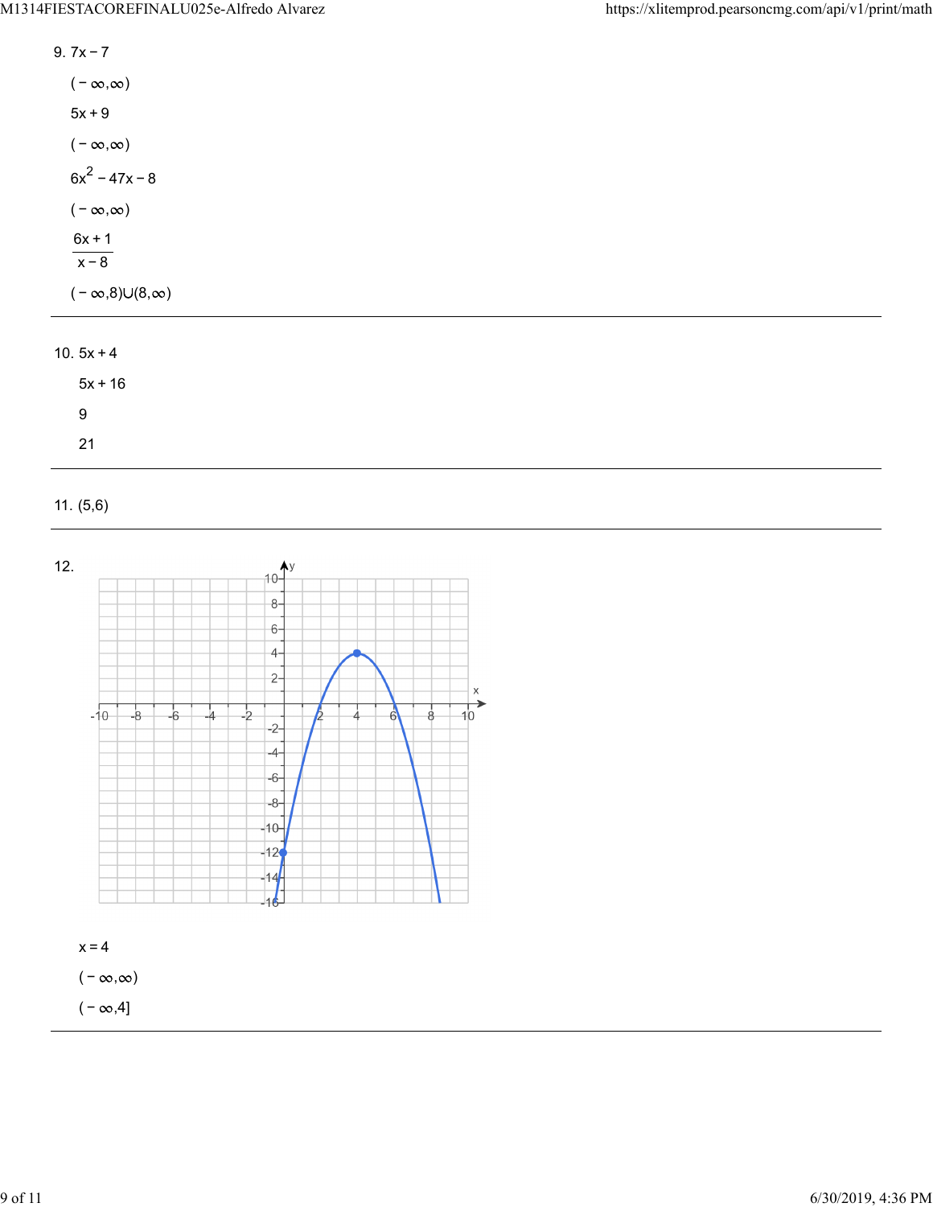9. $7x - 7$

$(-\infty,\infty)$

$5x + 9$

$(-\infty,\infty)$

$6x^2 - 47x - 8$

$(-\infty,\infty)$

$\dfrac{6x+1}{x-8}$

$(-\infty,8)\cup(8,\infty)$

---

10. $5x + 4$

$5x + 16$

9

21

---

11. (5,6)

---

12.

$x = 4$

$(-\infty,\infty)$

$(-\infty,4]$

---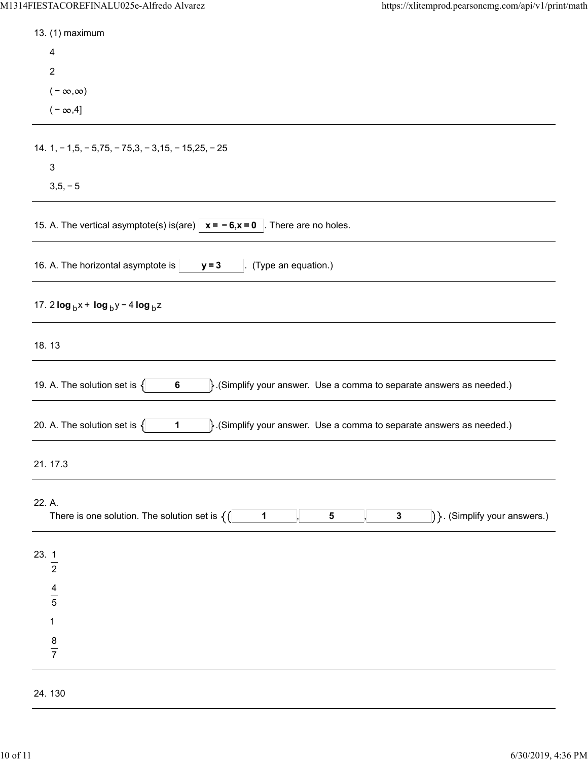13. (1) maximum

    4

    2

    $(-\infty,\infty)$

    $(-\infty,4]$

---

14. 1, − 1,5, − 5,75, − 75,3, − 3,15, − 15,25, − 25

    3

    3,5, − 5

---

15. A. The vertical asymptote(s) is(are) **x = − 6,x = 0** . There are no holes.

---

16. A. The horizontal asymptote is **y = 3** . (Type an equation.)

---

17. $2\log_b x + \log_b y - 4\log_b z$

---

18. 13

---

19. A. The solution set is { **6** }.(Simplify your answer. Use a comma to separate answers as needed.)

---

20. A. The solution set is { **1** }.(Simplify your answer. Use a comma to separate answers as needed.)

---

21. 17.3

---

22. A.
    There is one solution. The solution set is {( **1** , **5** , **3** )}. (Simplify your answers.)

---

23. $\frac{1}{2}$

    $\frac{4}{5}$

    1

    $\frac{8}{7}$

---

24. 130

---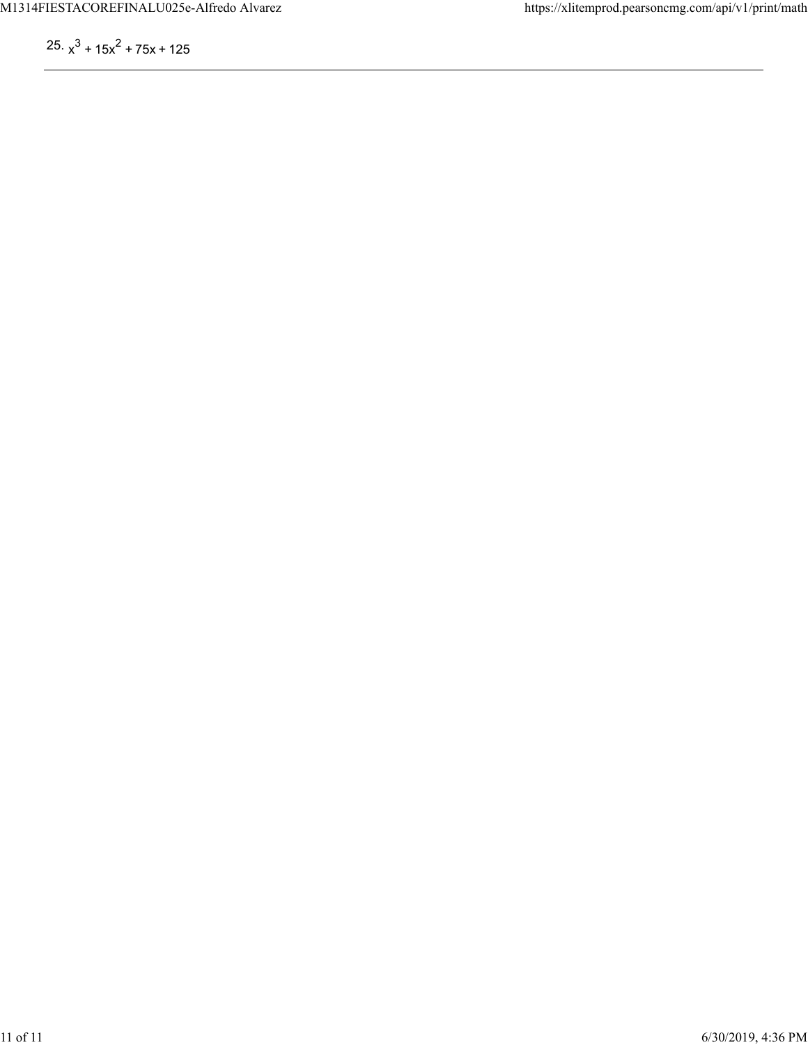25. $x^3 + 15x^2 + 75x + 125$

---